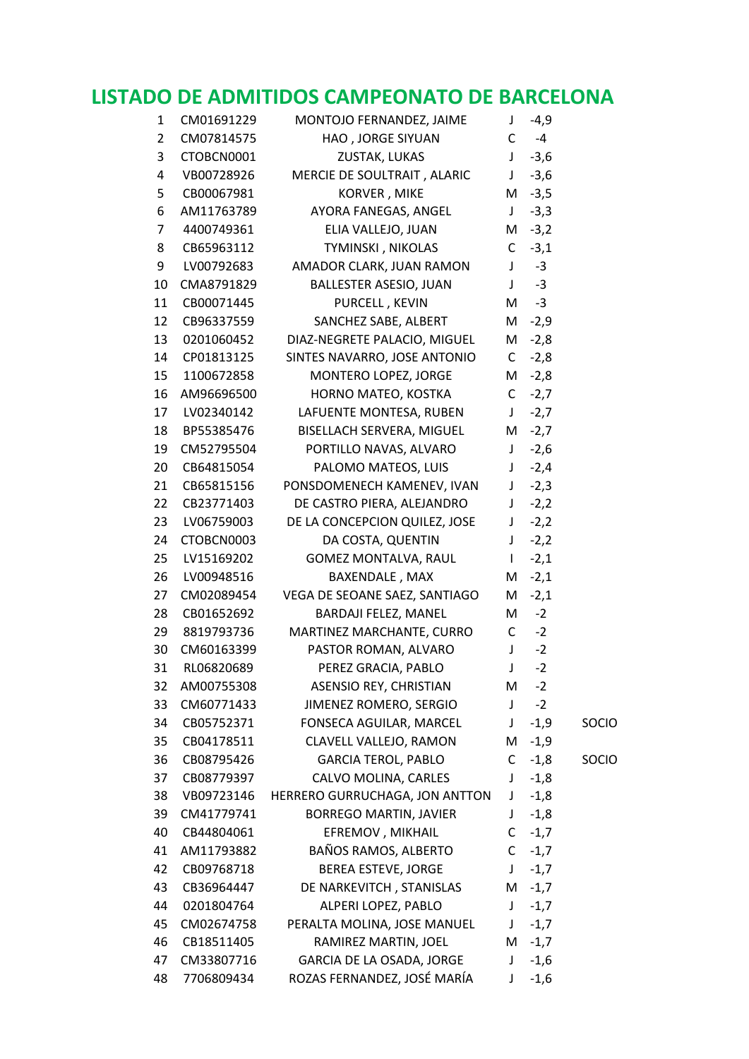# LISTADO DE ADMITIDOS CAMPEONATO DE BARCELONA

| | | | | | |
|---|---|---|---|---|---|
| 1 | CM01691229 | MONTOJO FERNANDEZ, JAIME | J | -4,9 | |
| 2 | CM07814575 | HAO , JORGE SIYUAN | C | -4 | |
| 3 | CTOBCN0001 | ZUSTAK, LUKAS | J | -3,6 | |
| 4 | VB00728926 | MERCIE DE SOULTRAIT , ALARIC | J | -3,6 | |
| 5 | CB00067981 | KORVER , MIKE | M | -3,5 | |
| 6 | AM11763789 | AYORA FANEGAS, ANGEL | J | -3,3 | |
| 7 | 4400749361 | ELIA VALLEJO, JUAN | M | -3,2 | |
| 8 | CB65963112 | TYMINSKI , NIKOLAS | C | -3,1 | |
| 9 | LV00792683 | AMADOR CLARK, JUAN RAMON | J | -3 | |
| 10 | CMA8791829 | BALLESTER ASESIO, JUAN | J | -3 | |
| 11 | CB00071445 | PURCELL , KEVIN | M | -3 | |
| 12 | CB96337559 | SANCHEZ SABE, ALBERT | M | -2,9 | |
| 13 | 0201060452 | DIAZ-NEGRETE PALACIO, MIGUEL | M | -2,8 | |
| 14 | CP01813125 | SINTES NAVARRO, JOSE ANTONIO | C | -2,8 | |
| 15 | 1100672858 | MONTERO LOPEZ, JORGE | M | -2,8 | |
| 16 | AM96696500 | HORNO MATEO, KOSTKA | C | -2,7 | |
| 17 | LV02340142 | LAFUENTE MONTESA, RUBEN | J | -2,7 | |
| 18 | BP55385476 | BISELLACH SERVERA, MIGUEL | M | -2,7 | |
| 19 | CM52795504 | PORTILLO NAVAS, ALVARO | J | -2,6 | |
| 20 | CB64815054 | PALOMO MATEOS, LUIS | J | -2,4 | |
| 21 | CB65815156 | PONSDOMENECH KAMENEV, IVAN | J | -2,3 | |
| 22 | CB23771403 | DE CASTRO PIERA, ALEJANDRO | J | -2,2 | |
| 23 | LV06759003 | DE LA CONCEPCION QUILEZ, JOSE | J | -2,2 | |
| 24 | CTOBCN0003 | DA COSTA, QUENTIN | J | -2,2 | |
| 25 | LV15169202 | GOMEZ MONTALVA, RAUL | I | -2,1 | |
| 26 | LV00948516 | BAXENDALE , MAX | M | -2,1 | |
| 27 | CM02089454 | VEGA DE SEOANE SAEZ, SANTIAGO | M | -2,1 | |
| 28 | CB01652692 | BARDAJI FELEZ, MANEL | M | -2 | |
| 29 | 8819793736 | MARTINEZ MARCHANTE, CURRO | C | -2 | |
| 30 | CM60163399 | PASTOR ROMAN, ALVARO | J | -2 | |
| 31 | RL06820689 | PEREZ GRACIA, PABLO | J | -2 | |
| 32 | AM00755308 | ASENSIO REY, CHRISTIAN | M | -2 | |
| 33 | CM60771433 | JIMENEZ ROMERO, SERGIO | J | -2 | |
| 34 | CB05752371 | FONSECA AGUILAR, MARCEL | J | -1,9 | SOCIO |
| 35 | CB04178511 | CLAVELL VALLEJO, RAMON | M | -1,9 | |
| 36 | CB08795426 | GARCIA TEROL, PABLO | C | -1,8 | SOCIO |
| 37 | CB08779397 | CALVO MOLINA, CARLES | J | -1,8 | |
| 38 | VB09723146 | HERRERO GURRUCHAGA, JON ANTTON | J | -1,8 | |
| 39 | CM41779741 | BORREGO MARTIN, JAVIER | J | -1,8 | |
| 40 | CB44804061 | EFREMOV , MIKHAIL | C | -1,7 | |
| 41 | AM11793882 | BAÑOS RAMOS, ALBERTO | C | -1,7 | |
| 42 | CB09768718 | BEREA ESTEVE, JORGE | J | -1,7 | |
| 43 | CB36964447 | DE NARKEVITCH , STANISLAS | M | -1,7 | |
| 44 | 0201804764 | ALPERI LOPEZ, PABLO | J | -1,7 | |
| 45 | CM02674758 | PERALTA MOLINA, JOSE MANUEL | J | -1,7 | |
| 46 | CB18511405 | RAMIREZ MARTIN, JOEL | M | -1,7 | |
| 47 | CM33807716 | GARCIA DE LA OSADA, JORGE | J | -1,6 | |
| 48 | 7706809434 | ROZAS FERNANDEZ, JOSÉ MARÍA | J | -1,6 | |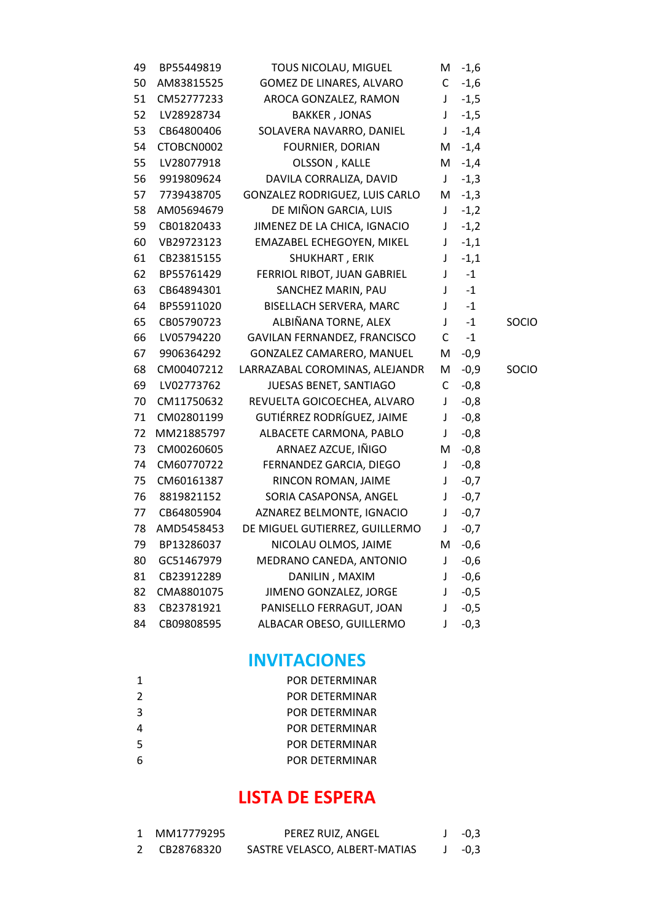| | | | | | |
|---|---|---|---|---|---|
| 49 | BP55449819 | TOUS NICOLAU, MIGUEL | M | -1,6 | |
| 50 | AM83815525 | GOMEZ DE LINARES, ALVARO | C | -1,6 | |
| 51 | CM52777233 | AROCA GONZALEZ, RAMON | J | -1,5 | |
| 52 | LV28928734 | BAKKER , JONAS | J | -1,5 | |
| 53 | CB64800406 | SOLAVERA NAVARRO, DANIEL | J | -1,4 | |
| 54 | CTOBCN0002 | FOURNIER, DORIAN | M | -1,4 | |
| 55 | LV28077918 | OLSSON , KALLE | M | -1,4 | |
| 56 | 9919809624 | DAVILA CORRALIZA, DAVID | J | -1,3 | |
| 57 | 7739438705 | GONZALEZ RODRIGUEZ, LUIS CARLO | M | -1,3 | |
| 58 | AM05694679 | DE MIÑON GARCIA, LUIS | J | -1,2 | |
| 59 | CB01820433 | JIMENEZ DE LA CHICA, IGNACIO | J | -1,2 | |
| 60 | VB29723123 | EMAZABEL ECHEGOYEN, MIKEL | J | -1,1 | |
| 61 | CB23815155 | SHUKHART , ERIK | J | -1,1 | |
| 62 | BP55761429 | FERRIOL RIBOT, JUAN GABRIEL | J | -1 | |
| 63 | CB64894301 | SANCHEZ MARIN, PAU | J | -1 | |
| 64 | BP55911020 | BISELLACH SERVERA, MARC | J | -1 | |
| 65 | CB05790723 | ALBIÑANA TORNE, ALEX | J | -1 | SOCIO |
| 66 | LV05794220 | GAVILAN FERNANDEZ, FRANCISCO | C | -1 | |
| 67 | 9906364292 | GONZALEZ CAMARERO, MANUEL | M | -0,9 | |
| 68 | CM00407212 | LARRAZABAL COROMINAS, ALEJANDR | M | -0,9 | SOCIO |
| 69 | LV02773762 | JUESAS BENET, SANTIAGO | C | -0,8 | |
| 70 | CM11750632 | REVUELTA GOICOECHEA, ALVARO | J | -0,8 | |
| 71 | CM02801199 | GUTIÉRREZ RODRÍGUEZ, JAIME | J | -0,8 | |
| 72 | MM21885797 | ALBACETE CARMONA, PABLO | J | -0,8 | |
| 73 | CM00260605 | ARNAEZ AZCUE, IÑIGO | M | -0,8 | |
| 74 | CM60770722 | FERNANDEZ GARCIA, DIEGO | J | -0,8 | |
| 75 | CM60161387 | RINCON ROMAN, JAIME | J | -0,7 | |
| 76 | 8819821152 | SORIA CASAPONSA, ANGEL | J | -0,7 | |
| 77 | CB64805904 | AZNAREZ BELMONTE, IGNACIO | J | -0,7 | |
| 78 | AMD5458453 | DE MIGUEL GUTIERREZ, GUILLERMO | J | -0,7 | |
| 79 | BP13286037 | NICOLAU OLMOS, JAIME | M | -0,6 | |
| 80 | GC51467979 | MEDRANO CANEDA, ANTONIO | J | -0,6 | |
| 81 | CB23912289 | DANILIN , MAXIM | J | -0,6 | |
| 82 | CMA8801075 | JIMENO GONZALEZ, JORGE | J | -0,5 | |
| 83 | CB23781921 | PANISELLO FERRAGUT, JOAN | J | -0,5 | |
| 84 | CB09808595 | ALBACAR OBESO, GUILLERMO | J | -0,3 | |

## INVITACIONES

| | |
|---|---|
| 1 | POR DETERMINAR |
| 2 | POR DETERMINAR |
| 3 | POR DETERMINAR |
| 4 | POR DETERMINAR |
| 5 | POR DETERMINAR |
| 6 | POR DETERMINAR |

## LISTA DE ESPERA

| | | | | |
|---|---|---|---|---|
| 1 | MM17779295 | PEREZ RUIZ, ANGEL | J | -0,3 |
| 2 | CB28768320 | SASTRE VELASCO, ALBERT-MATIAS | J | -0,3 |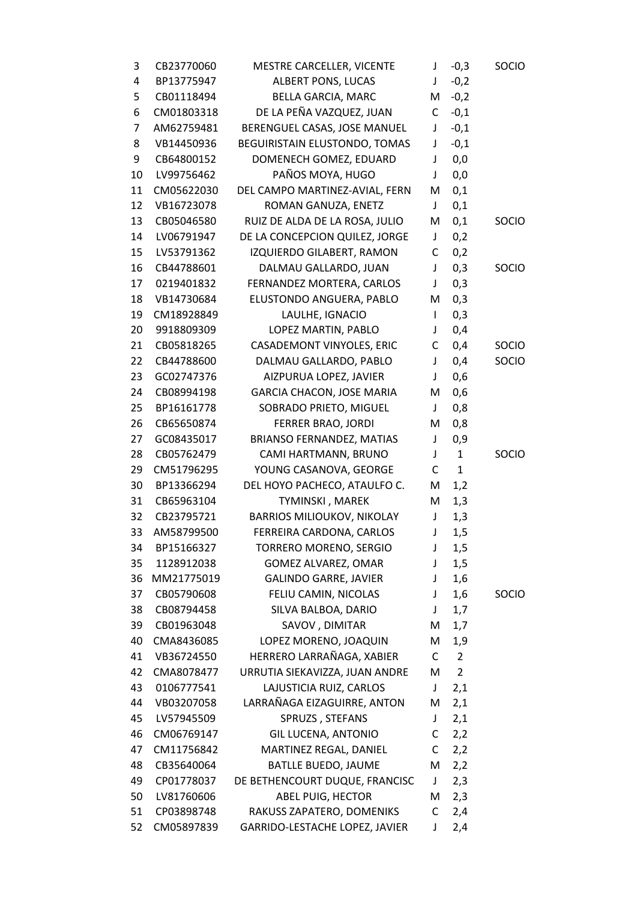| | | | | | |
|---|---|---|---|---|---|
| 3 | CB23770060 | MESTRE CARCELLER, VICENTE | J | -0,3 | SOCIO |
| 4 | BP13775947 | ALBERT PONS, LUCAS | J | -0,2 | |
| 5 | CB01118494 | BELLA GARCIA, MARC | M | -0,2 | |
| 6 | CM01803318 | DE LA PEÑA VAZQUEZ, JUAN | C | -0,1 | |
| 7 | AM62759481 | BERENGUEL CASAS, JOSE MANUEL | J | -0,1 | |
| 8 | VB14450936 | BEGUIRISTAIN ELUSTONDO, TOMAS | J | -0,1 | |
| 9 | CB64800152 | DOMENECH GOMEZ, EDUARD | J | 0,0 | |
| 10 | LV99756462 | PAÑOS MOYA, HUGO | J | 0,0 | |
| 11 | CM05622030 | DEL CAMPO MARTINEZ-AVIAL, FERN | M | 0,1 | |
| 12 | VB16723078 | ROMAN GANUZA, ENETZ | J | 0,1 | |
| 13 | CB05046580 | RUIZ DE ALDA DE LA ROSA, JULIO | M | 0,1 | SOCIO |
| 14 | LV06791947 | DE LA CONCEPCION QUILEZ, JORGE | J | 0,2 | |
| 15 | LV53791362 | IZQUIERDO GILABERT, RAMON | C | 0,2 | |
| 16 | CB44788601 | DALMAU GALLARDO, JUAN | J | 0,3 | SOCIO |
| 17 | 0219401832 | FERNANDEZ MORTERA, CARLOS | J | 0,3 | |
| 18 | VB14730684 | ELUSTONDO ANGUERA, PABLO | M | 0,3 | |
| 19 | CM18928849 | LAULHE, IGNACIO | I | 0,3 | |
| 20 | 9918809309 | LOPEZ MARTIN, PABLO | J | 0,4 | |
| 21 | CB05818265 | CASADEMONT VINYOLES, ERIC | C | 0,4 | SOCIO |
| 22 | CB44788600 | DALMAU GALLARDO, PABLO | J | 0,4 | SOCIO |
| 23 | GC02747376 | AIZPURUA LOPEZ, JAVIER | J | 0,6 | |
| 24 | CB08994198 | GARCIA CHACON, JOSE MARIA | M | 0,6 | |
| 25 | BP16161778 | SOBRADO PRIETO, MIGUEL | J | 0,8 | |
| 26 | CB65650874 | FERRER BRAO, JORDI | M | 0,8 | |
| 27 | GC08435017 | BRIANSO FERNANDEZ, MATIAS | J | 0,9 | |
| 28 | CB05762479 | CAMI HARTMANN, BRUNO | J | 1 | SOCIO |
| 29 | CM51796295 | YOUNG CASANOVA, GEORGE | C | 1 | |
| 30 | BP13366294 | DEL HOYO PACHECO, ATAULFO C. | M | 1,2 | |
| 31 | CB65963104 | TYMINSKI , MAREK | M | 1,3 | |
| 32 | CB23795721 | BARRIOS MILIOUKOV, NIKOLAY | J | 1,3 | |
| 33 | AM58799500 | FERREIRA CARDONA, CARLOS | J | 1,5 | |
| 34 | BP15166327 | TORRERO MORENO, SERGIO | J | 1,5 | |
| 35 | 1128912038 | GOMEZ ALVAREZ, OMAR | J | 1,5 | |
| 36 | MM21775019 | GALINDO GARRE, JAVIER | J | 1,6 | |
| 37 | CB05790608 | FELIU CAMIN, NICOLAS | J | 1,6 | SOCIO |
| 38 | CB08794458 | SILVA BALBOA, DARIO | J | 1,7 | |
| 39 | CB01963048 | SAVOV , DIMITAR | M | 1,7 | |
| 40 | CMA8436085 | LOPEZ MORENO, JOAQUIN | M | 1,9 | |
| 41 | VB36724550 | HERRERO LARRAÑAGA, XABIER | C | 2 | |
| 42 | CMA8078477 | URRUTIA SIEKAVIZZA, JUAN ANDRE | M | 2 | |
| 43 | 0106777541 | LAJUSTICIA RUIZ, CARLOS | J | 2,1 | |
| 44 | VB03207058 | LARRAÑAGA EIZAGUIRRE, ANTON | M | 2,1 | |
| 45 | LV57945509 | SPRUZS , STEFANS | J | 2,1 | |
| 46 | CM06769147 | GIL LUCENA, ANTONIO | C | 2,2 | |
| 47 | CM11756842 | MARTINEZ REGAL, DANIEL | C | 2,2 | |
| 48 | CB35640064 | BATLLE BUEDO, JAUME | M | 2,2 | |
| 49 | CP01778037 | DE BETHENCOURT DUQUE, FRANCISC | J | 2,3 | |
| 50 | LV81760606 | ABEL PUIG, HECTOR | M | 2,3 | |
| 51 | CP03898748 | RAKUSS ZAPATERO, DOMENIKS | C | 2,4 | |
| 52 | CM05897839 | GARRIDO-LESTACHE LOPEZ, JAVIER | J | 2,4 | |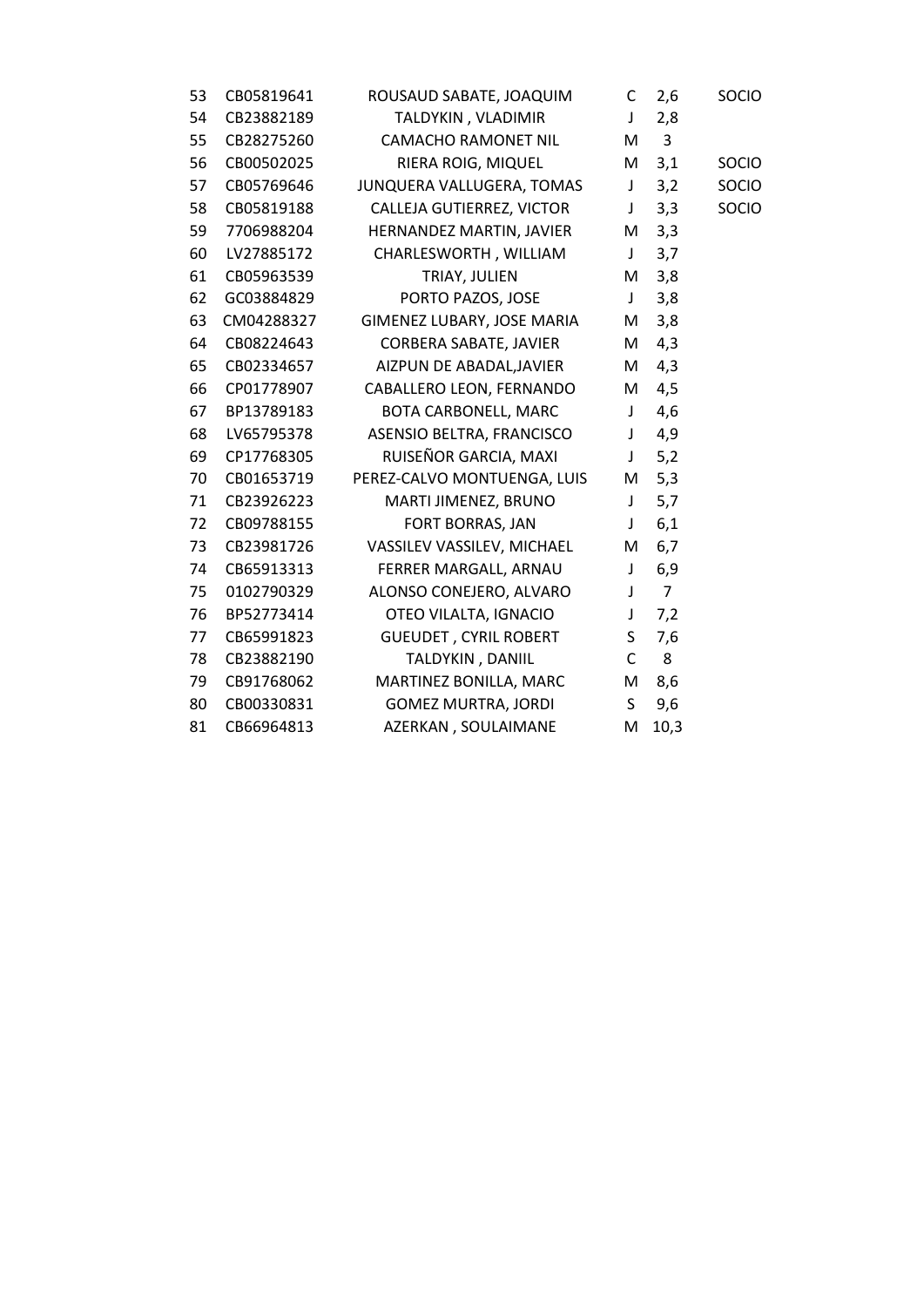| | | | | | |
|---|---|---|---|---|---|
| 53 | CB05819641 | ROUSAUD SABATE, JOAQUIM | C | 2,6 | SOCIO |
| 54 | CB23882189 | TALDYKIN , VLADIMIR | J | 2,8 | |
| 55 | CB28275260 | CAMACHO RAMONET NIL | M | 3 | |
| 56 | CB00502025 | RIERA ROIG, MIQUEL | M | 3,1 | SOCIO |
| 57 | CB05769646 | JUNQUERA VALLUGERA, TOMAS | J | 3,2 | SOCIO |
| 58 | CB05819188 | CALLEJA GUTIERREZ, VICTOR | J | 3,3 | SOCIO |
| 59 | 7706988204 | HERNANDEZ MARTIN, JAVIER | M | 3,3 | |
| 60 | LV27885172 | CHARLESWORTH , WILLIAM | J | 3,7 | |
| 61 | CB05963539 | TRIAY, JULIEN | M | 3,8 | |
| 62 | GC03884829 | PORTO PAZOS, JOSE | J | 3,8 | |
| 63 | CM04288327 | GIMENEZ LUBARY, JOSE MARIA | M | 3,8 | |
| 64 | CB08224643 | CORBERA SABATE, JAVIER | M | 4,3 | |
| 65 | CB02334657 | AIZPUN DE ABADAL,JAVIER | M | 4,3 | |
| 66 | CP01778907 | CABALLERO LEON, FERNANDO | M | 4,5 | |
| 67 | BP13789183 | BOTA CARBONELL, MARC | J | 4,6 | |
| 68 | LV65795378 | ASENSIO BELTRA, FRANCISCO | J | 4,9 | |
| 69 | CP17768305 | RUISEÑOR GARCIA, MAXI | J | 5,2 | |
| 70 | CB01653719 | PEREZ-CALVO MONTUENGA, LUIS | M | 5,3 | |
| 71 | CB23926223 | MARTI JIMENEZ, BRUNO | J | 5,7 | |
| 72 | CB09788155 | FORT BORRAS, JAN | J | 6,1 | |
| 73 | CB23981726 | VASSILEV VASSILEV, MICHAEL | M | 6,7 | |
| 74 | CB65913313 | FERRER MARGALL, ARNAU | J | 6,9 | |
| 75 | 0102790329 | ALONSO CONEJERO, ALVARO | J | 7 | |
| 76 | BP52773414 | OTEO VILALTA, IGNACIO | J | 7,2 | |
| 77 | CB65991823 | GUEUDET , CYRIL ROBERT | S | 7,6 | |
| 78 | CB23882190 | TALDYKIN , DANIIL | C | 8 | |
| 79 | CB91768062 | MARTINEZ BONILLA, MARC | M | 8,6 | |
| 80 | CB00330831 | GOMEZ MURTRA, JORDI | S | 9,6 | |
| 81 | CB66964813 | AZERKAN , SOULAIMANE | M | 10,3 | |